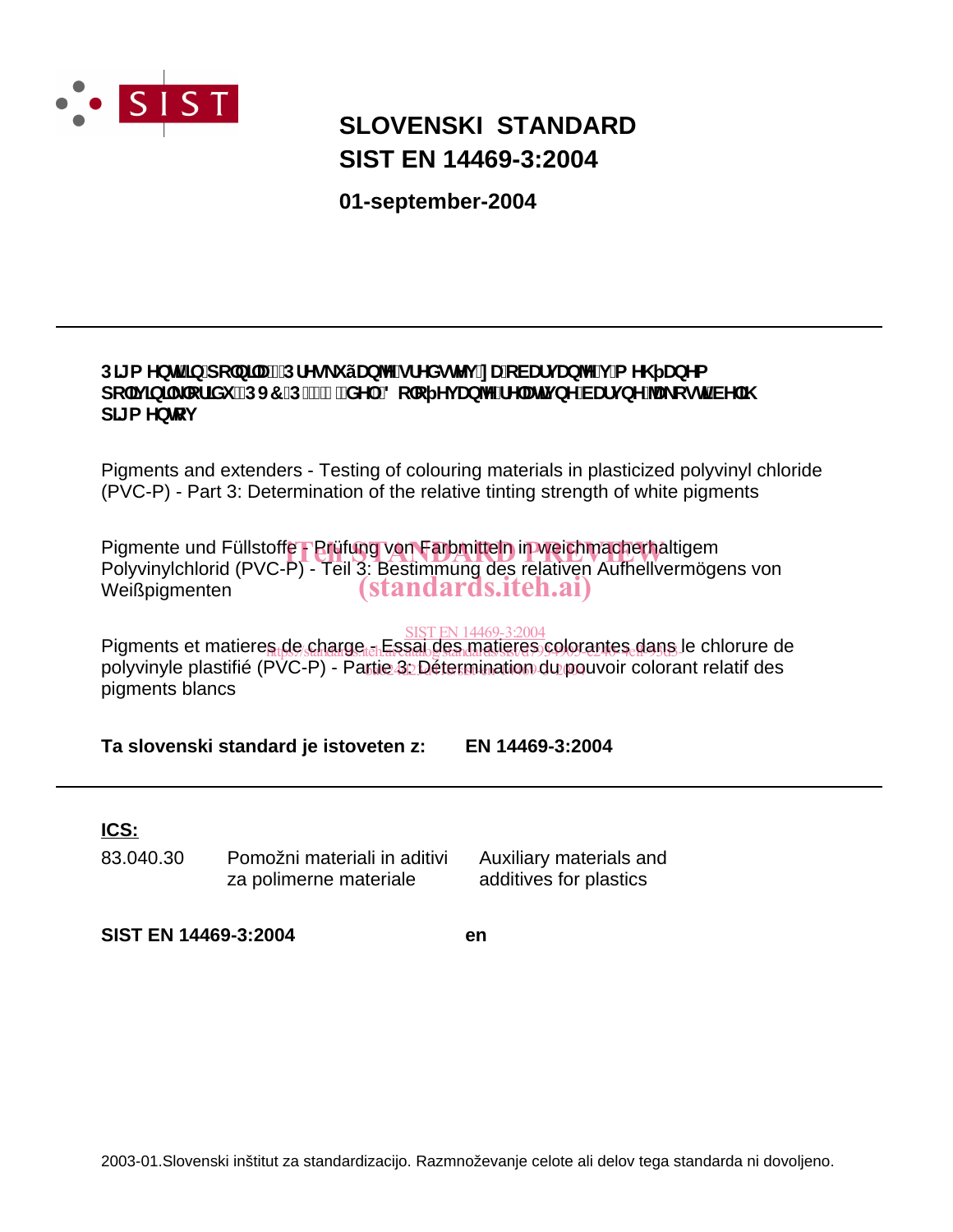# SLOVENSKI STANDARD
# SIST EN 14469-3:2004

**01-september-2004**

---

**Pigmenti in polnila - Preskušanje sredstev za barvanje v mehčanem polivinilkloridu (PVC-P) - 3. del: Določevanje relativne barvne jakosti belih pigmentov**

Pigments and extenders - Testing of colouring materials in plasticized polyvinyl chloride (PVC-P) - Part 3: Determination of the relative tinting strength of white pigments

Pigmente und Füllstoffe - Prüfung von Farbmitteln in weichmacherhaltigem Polyvinylchlorid (PVC-P) - Teil 3: Bestimmung des relativen Aufhellvermögens von Weißpigmenten

Pigments et matieres de charge - Essai des matieres colorantes dans le chlorure de polyvinyle plastifié (PVC-P) - Partie 3: Détermination du pouvoir colorant relatif des pigments blancs

**Ta slovenski standard je istoveten z: EN 14469-3:2004**

---

**ICS:**

| | | |
|---|---|---|
| 83.040.30 | Pomožni materiali in aditivi za polimerne materiale | Auxiliary materials and additives for plastics |

**SIST EN 14469-3:2004** **en**

2003-01.Slovenski inštitut za standardizacijo. Razmnoževanje celote ali delov tega standarda ni dovoljeno.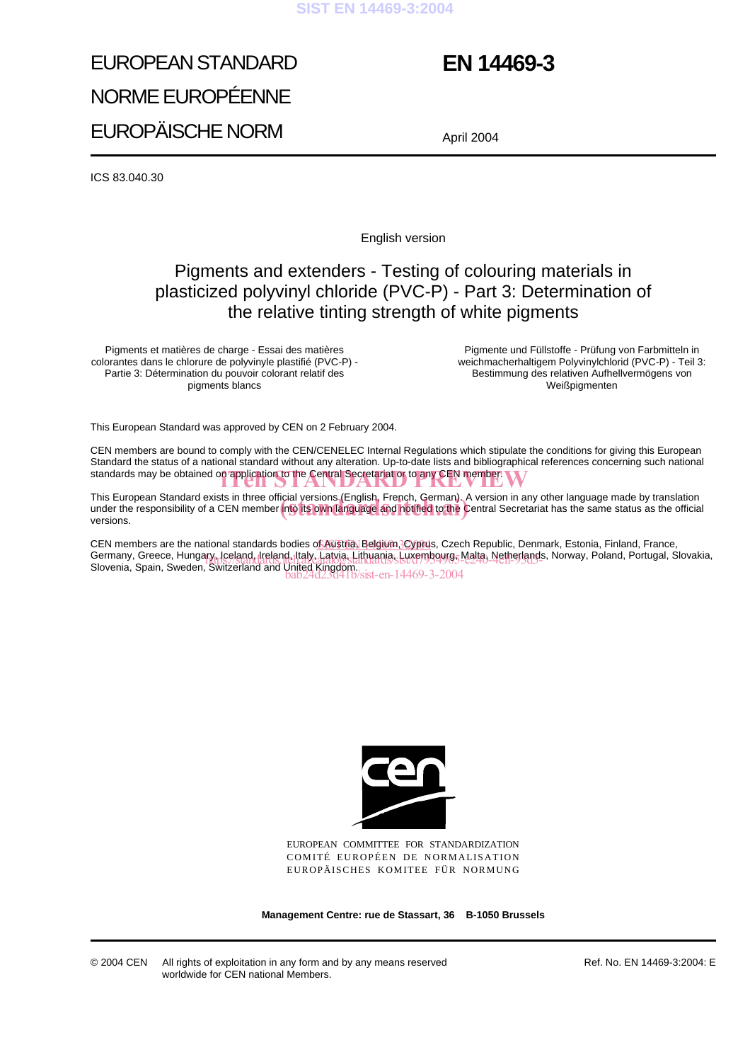# EUROPEAN STANDARD

# NORME EUROPÉENNE

# EUROPÄISCHE NORM

# EN 14469-3

April 2004

ICS 83.040.30

English version

## Pigments and extenders - Testing of colouring materials in plasticized polyvinyl chloride (PVC-P) - Part 3: Determination of the relative tinting strength of white pigments

Pigments et matières de charge - Essai des matières colorantes dans le chlorure de polyvinyle plastifié (PVC-P) - Partie 3: Détermination du pouvoir colorant relatif des pigments blancs

Pigmente und Füllstoffe - Prüfung von Farbmitteln in weichmacherhaltigem Polyvinylchlorid (PVC-P) - Teil 3: Bestimmung des relativen Aufhellvermögens von Weißpigmenten

This European Standard was approved by CEN on 2 February 2004.

CEN members are bound to comply with the CEN/CENELEC Internal Regulations which stipulate the conditions for giving this European Standard the status of a national standard without any alteration. Up-to-date lists and bibliographical references concerning such national standards may be obtained on application to the Central Secretariat or to any CEN member.

This European Standard exists in three official versions (English, French, German). A version in any other language made by translation under the responsibility of a CEN member into its own language and notified to the Central Secretariat has the same status as the official versions.

CEN members are the national standards bodies of Austria, Belgium, Cyprus, Czech Republic, Denmark, Estonia, Finland, France, Germany, Greece, Hungary, Iceland, Ireland, Italy, Latvia, Lithuania, Luxembourg, Malta, Netherlands, Norway, Poland, Portugal, Slovakia, Slovenia, Spain, Sweden, Switzerland and United Kingdom.

EUROPEAN COMMITTEE FOR STANDARDIZATION
COMITÉ EUROPÉEN DE NORMALISATION
EUROPÄISCHES KOMITEE FÜR NORMUNG

**Management Centre: rue de Stassart, 36 B-1050 Brussels**

© 2004 CEN All rights of exploitation in any form and by any means reserved worldwide for CEN national Members.

Ref. No. EN 14469-3:2004: E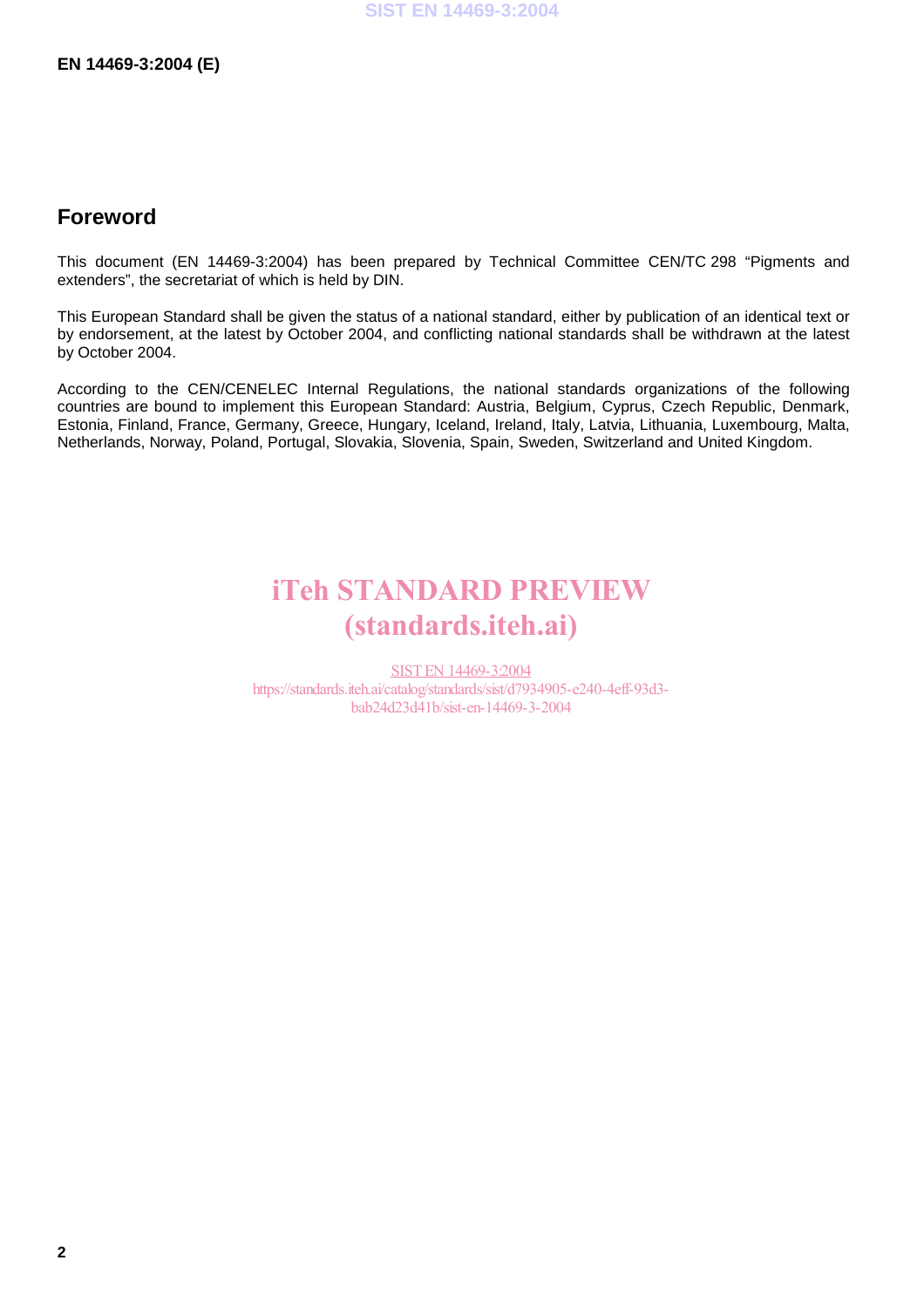## Foreword

This document (EN 14469-3:2004) has been prepared by Technical Committee CEN/TC 298 "Pigments and extenders", the secretariat of which is held by DIN.

This European Standard shall be given the status of a national standard, either by publication of an identical text or by endorsement, at the latest by October 2004, and conflicting national standards shall be withdrawn at the latest by October 2004.

According to the CEN/CENELEC Internal Regulations, the national standards organizations of the following countries are bound to implement this European Standard: Austria, Belgium, Cyprus, Czech Republic, Denmark, Estonia, Finland, France, Germany, Greece, Hungary, Iceland, Ireland, Italy, Latvia, Lithuania, Luxembourg, Malta, Netherlands, Norway, Poland, Portugal, Slovakia, Slovenia, Spain, Sweden, Switzerland and United Kingdom.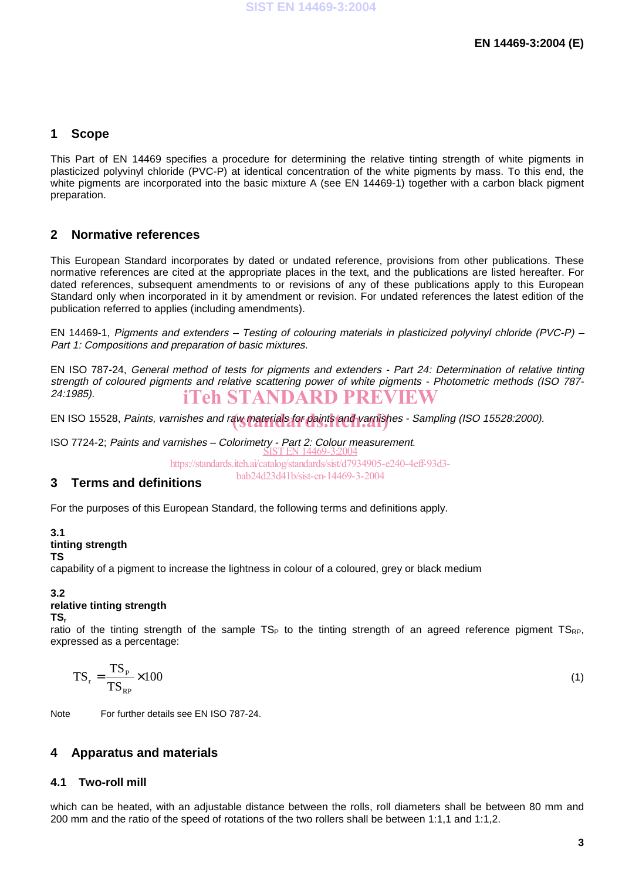## 1 Scope

This Part of EN 14469 specifies a procedure for determining the relative tinting strength of white pigments in plasticized polyvinyl chloride (PVC-P) at identical concentration of the white pigments by mass. To this end, the white pigments are incorporated into the basic mixture A (see EN 14469-1) together with a carbon black pigment preparation.

## 2 Normative references

This European Standard incorporates by dated or undated reference, provisions from other publications. These normative references are cited at the appropriate places in the text, and the publications are listed hereafter. For dated references, subsequent amendments to or revisions of any of these publications apply to this European Standard only when incorporated in it by amendment or revision. For undated references the latest edition of the publication referred to applies (including amendments).

EN 14469-1, *Pigments and extenders – Testing of colouring materials in plasticized polyvinyl chloride (PVC-P) – Part 1: Compositions and preparation of basic mixtures.*

EN ISO 787-24, *General method of tests for pigments and extenders - Part 24: Determination of relative tinting strength of coloured pigments and relative scattering power of white pigments - Photometric methods (ISO 787-24:1985).*

EN ISO 15528, *Paints, varnishes and raw materials for paints and varnishes - Sampling (ISO 15528:2000).*

ISO 7724-2; *Paints and varnishes – Colorimetry - Part 2: Colour measurement.*

## 3 Terms and definitions

For the purposes of this European Standard, the following terms and definitions apply.

**3.1**
**tinting strength**
**TS**
capability of a pigment to increase the lightness in colour of a coloured, grey or black medium

**3.2**
**relative tinting strength**
**$TS_r$**
ratio of the tinting strength of the sample $TS_P$ to the tinting strength of an agreed reference pigment $TS_{RP}$, expressed as a percentage:

$$TS_r = \frac{TS_P}{TS_{RP}} \times 100 \qquad (1)$$

Note For further details see EN ISO 787-24.

## 4 Apparatus and materials

### 4.1 Two-roll mill

which can be heated, with an adjustable distance between the rolls, roll diameters shall be between 80 mm and 200 mm and the ratio of the speed of rotations of the two rollers shall be between 1:1,1 and 1:1,2.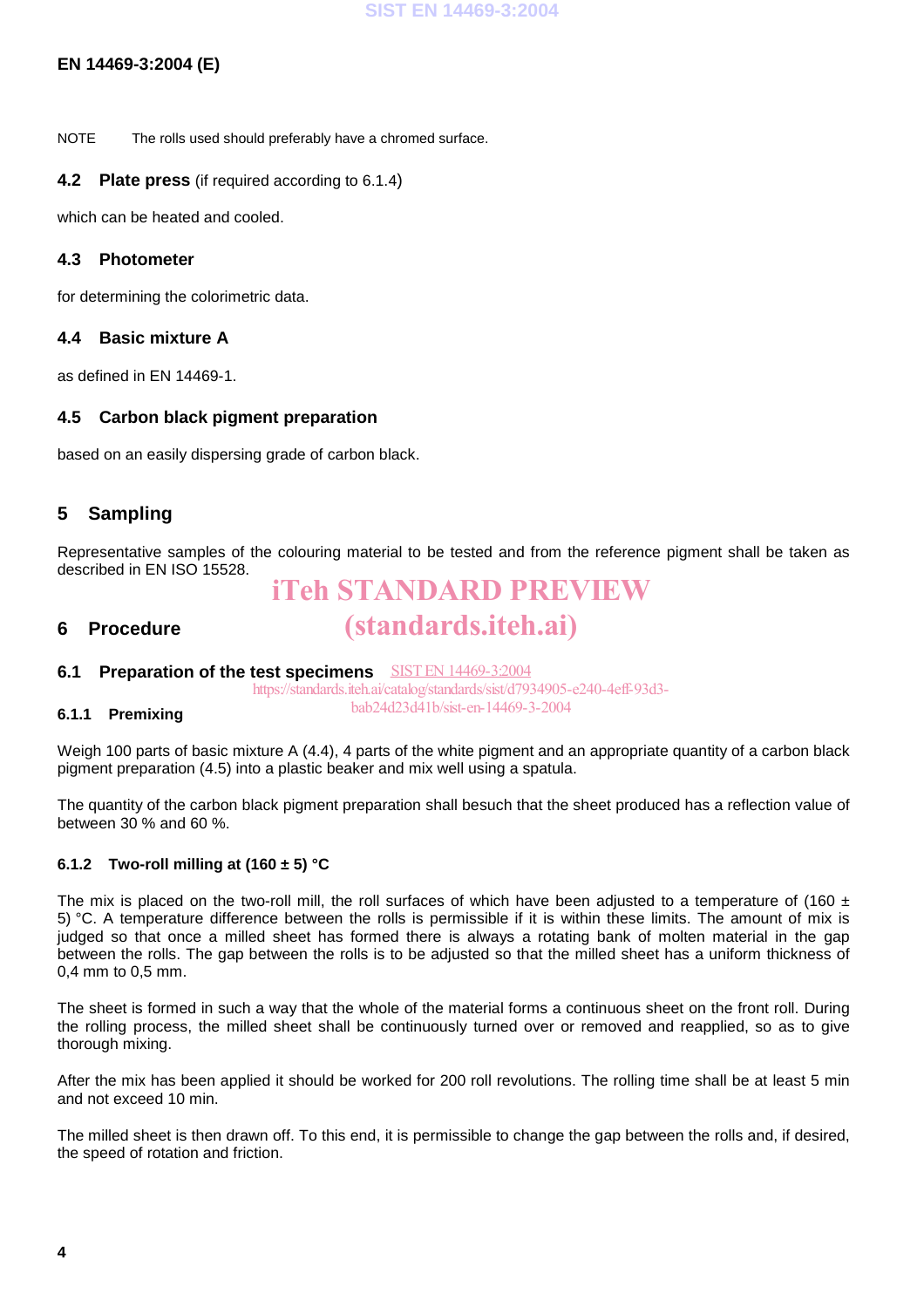NOTE The rolls used should preferably have a chromed surface.

### 4.2 Plate press (if required according to 6.1.4)

which can be heated and cooled.

### 4.3 Photometer

for determining the colorimetric data.

### 4.4 Basic mixture A

as defined in EN 14469-1.

### 4.5 Carbon black pigment preparation

based on an easily dispersing grade of carbon black.

## 5 Sampling

Representative samples of the colouring material to be tested and from the reference pigment shall be taken as described in EN ISO 15528.

## 6 Procedure

### 6.1 Preparation of the test specimens

#### 6.1.1 Premixing

Weigh 100 parts of basic mixture A (4.4), 4 parts of the white pigment and an appropriate quantity of a carbon black pigment preparation (4.5) into a plastic beaker and mix well using a spatula.

The quantity of the carbon black pigment preparation shall besuch that the sheet produced has a reflection value of between 30 % and 60 %.

#### 6.1.2 Two-roll milling at (160 ± 5) °C

The mix is placed on the two-roll mill, the roll surfaces of which have been adjusted to a temperature of (160 ± 5) °C. A temperature difference between the rolls is permissible if it is within these limits. The amount of mix is judged so that once a milled sheet has formed there is always a rotating bank of molten material in the gap between the rolls. The gap between the rolls is to be adjusted so that the milled sheet has a uniform thickness of 0,4 mm to 0,5 mm.

The sheet is formed in such a way that the whole of the material forms a continuous sheet on the front roll. During the rolling process, the milled sheet shall be continuously turned over or removed and reapplied, so as to give thorough mixing.

After the mix has been applied it should be worked for 200 roll revolutions. The rolling time shall be at least 5 min and not exceed 10 min.

The milled sheet is then drawn off. To this end, it is permissible to change the gap between the rolls and, if desired, the speed of rotation and friction.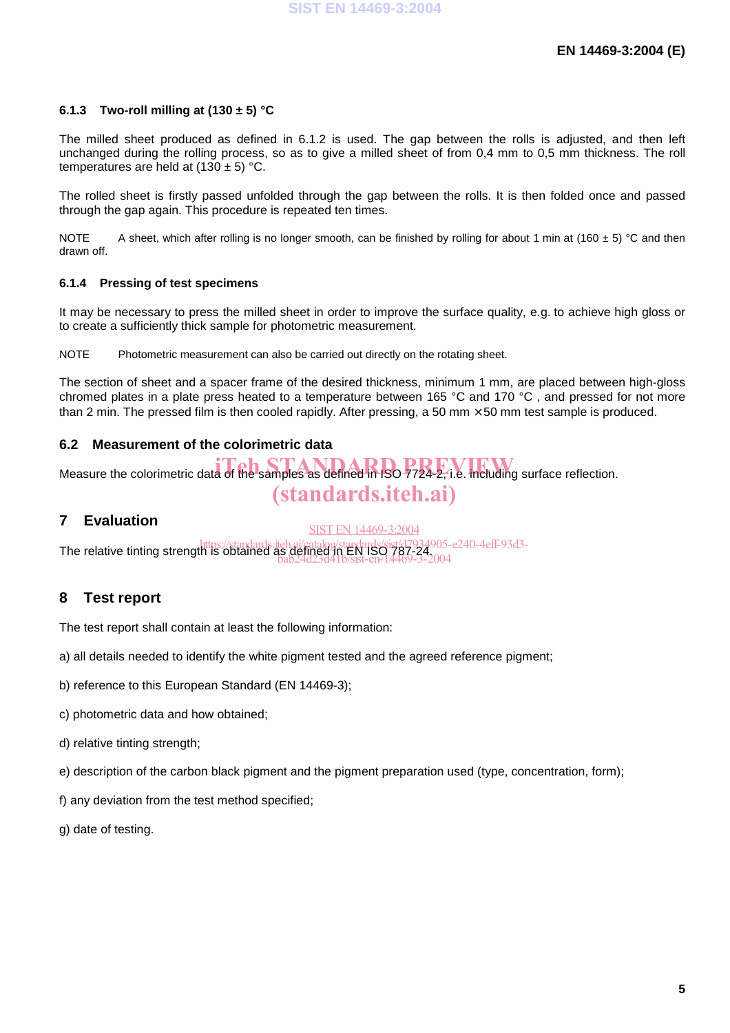#### 6.1.3 Two-roll milling at (130 ± 5) °C

The milled sheet produced as defined in 6.1.2 is used. The gap between the rolls is adjusted, and then left unchanged during the rolling process, so as to give a milled sheet of from 0,4 mm to 0,5 mm thickness. The roll temperatures are held at (130 ± 5) °C.

The rolled sheet is firstly passed unfolded through the gap between the rolls. It is then folded once and passed through the gap again. This procedure is repeated ten times.

NOTE A sheet, which after rolling is no longer smooth, can be finished by rolling for about 1 min at (160 ± 5) °C and then drawn off.

#### 6.1.4 Pressing of test specimens

It may be necessary to press the milled sheet in order to improve the surface quality, e.g. to achieve high gloss or to create a sufficiently thick sample for photometric measurement.

NOTE Photometric measurement can also be carried out directly on the rotating sheet.

The section of sheet and a spacer frame of the desired thickness, minimum 1 mm, are placed between high-gloss chromed plates in a plate press heated to a temperature between 165 °C and 170 °C , and pressed for not more than 2 min. The pressed film is then cooled rapidly. After pressing, a 50 mm × 50 mm test sample is produced.

### 6.2 Measurement of the colorimetric data

Measure the colorimetric data of the samples as defined in ISO 7724-2, i.e. including surface reflection.

## 7 Evaluation

The relative tinting strength is obtained as defined in EN ISO 787-24.

## 8 Test report

The test report shall contain at least the following information:

a) all details needed to identify the white pigment tested and the agreed reference pigment;

b) reference to this European Standard (EN 14469-3);

c) photometric data and how obtained;

d) relative tinting strength;

e) description of the carbon black pigment and the pigment preparation used (type, concentration, form);

f) any deviation from the test method specified;

g) date of testing.